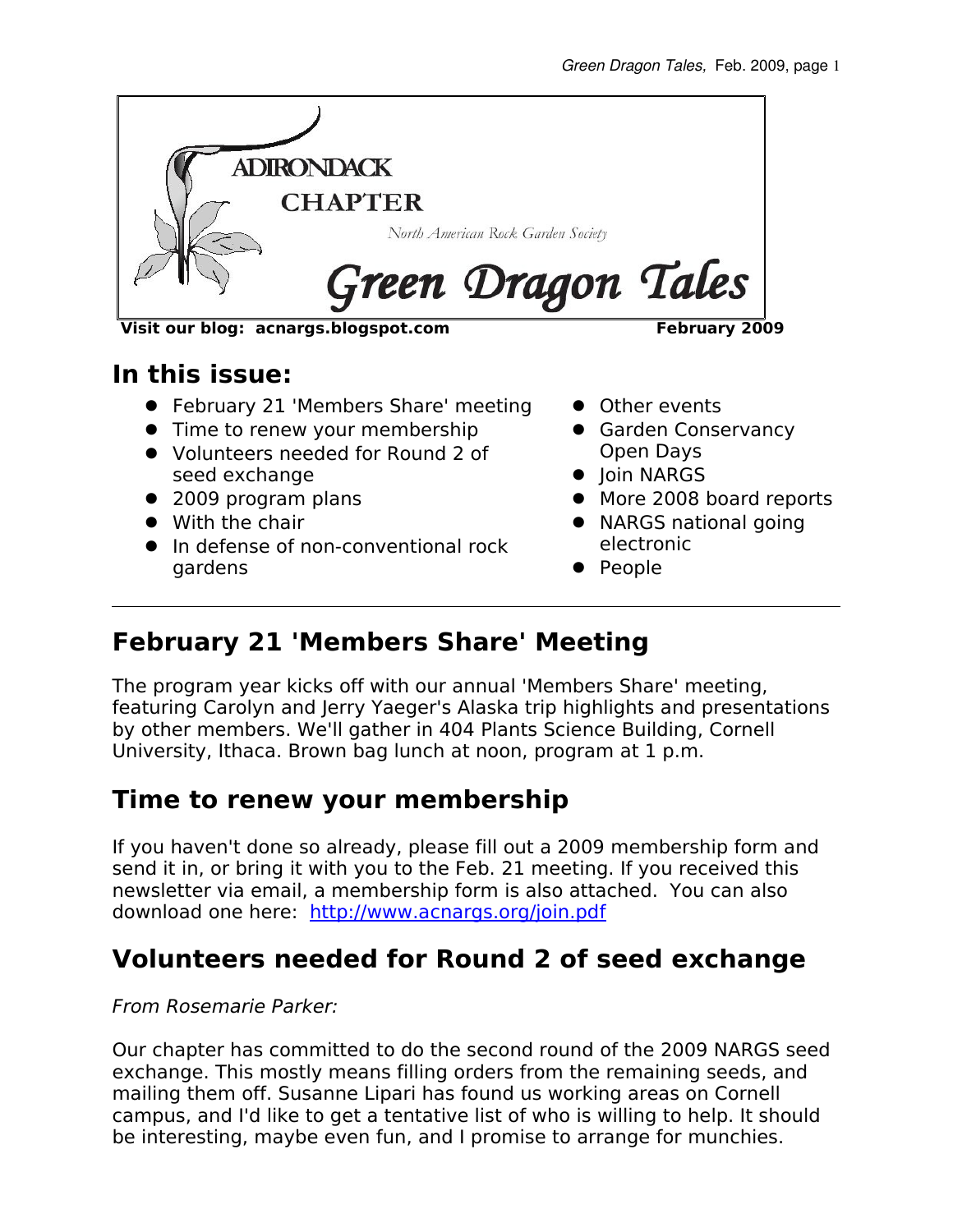# Adirondack Chapter

North American Rock Garden Society

# Green Dragon Tales

**Visit our blog: acnargs.blogspot.com** **February 2009**

## In this issue:

- February 21 'Members Share' meeting
- Time to renew your membership
- Volunteers needed for Round 2 of seed exchange
- 2009 program plans
- With the chair
- In defense of non-conventional rock gardens
- Other events
- Garden Conservancy Open Days
- Join NARGS
- More 2008 board reports
- NARGS national going electronic
- People

---

## February 21 'Members Share' Meeting

The program year kicks off with our annual 'Members Share' meeting, featuring Carolyn and Jerry Yaeger's Alaska trip highlights and presentations by other members. We'll gather in 404 Plants Science Building, Cornell University, Ithaca. Brown bag lunch at noon, program at 1 p.m.

## Time to renew your membership

If you haven't done so already, please fill out a 2009 membership form and send it in, or bring it with you to the Feb. 21 meeting. If you received this newsletter via email, a membership form is also attached. You can also download one here: [http://www.acnargs.org/join.pdf](http://www.acnargs.org/join.pdf)

## Volunteers needed for Round 2 of seed exchange

*From Rosemarie Parker:*

Our chapter has committed to do the second round of the 2009 NARGS seed exchange. This mostly means filling orders from the remaining seeds, and mailing them off. Susanne Lipari has found us working areas on Cornell campus, and I'd like to get a tentative list of who is willing to help. It should be interesting, maybe even fun, and I promise to arrange for munchies.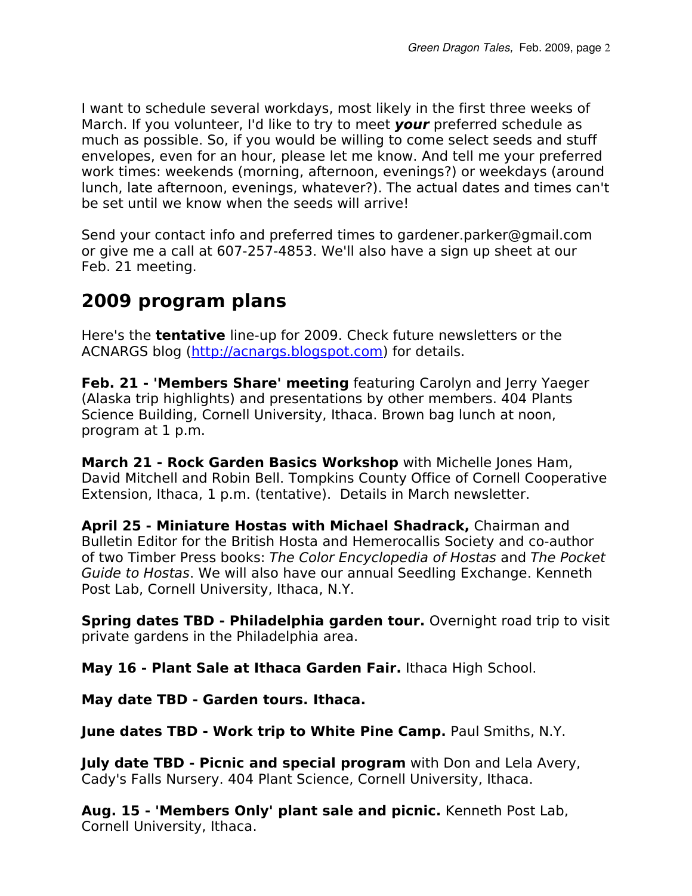I want to schedule several workdays, most likely in the first three weeks of March. If you volunteer, I'd like to try to meet ***your*** preferred schedule as much as possible. So, if you would be willing to come select seeds and stuff envelopes, even for an hour, please let me know. And tell me your preferred work times: weekends (morning, afternoon, evenings?) or weekdays (around lunch, late afternoon, evenings, whatever?). The actual dates and times can't be set until we know when the seeds will arrive!

Send your contact info and preferred times to gardener.parker@gmail.com or give me a call at 607-257-4853. We'll also have a sign up sheet at our Feb. 21 meeting.

## 2009 program plans

Here's the **tentative** line-up for 2009. Check future newsletters or the ACNARGS blog (http://acnargs.blogspot.com) for details.

**Feb. 21 - 'Members Share' meeting** featuring Carolyn and Jerry Yaeger (Alaska trip highlights) and presentations by other members. 404 Plants Science Building, Cornell University, Ithaca. Brown bag lunch at noon, program at 1 p.m.

**March 21 - Rock Garden Basics Workshop** with Michelle Jones Ham, David Mitchell and Robin Bell. Tompkins County Office of Cornell Cooperative Extension, Ithaca, 1 p.m. (tentative). Details in March newsletter.

**April 25 - Miniature Hostas with Michael Shadrack,** Chairman and Bulletin Editor for the British Hosta and Hemerocallis Society and co-author of two Timber Press books: *The Color Encyclopedia of Hostas* and *The Pocket Guide to Hostas*. We will also have our annual Seedling Exchange. Kenneth Post Lab, Cornell University, Ithaca, N.Y.

**Spring dates TBD - Philadelphia garden tour.** Overnight road trip to visit private gardens in the Philadelphia area.

**May 16 - Plant Sale at Ithaca Garden Fair.** Ithaca High School.

**May date TBD - Garden tours. Ithaca.**

**June dates TBD - Work trip to White Pine Camp.** Paul Smiths, N.Y.

**July date TBD - Picnic and special program** with Don and Lela Avery, Cady's Falls Nursery. 404 Plant Science, Cornell University, Ithaca.

**Aug. 15 - 'Members Only' plant sale and picnic.** Kenneth Post Lab, Cornell University, Ithaca.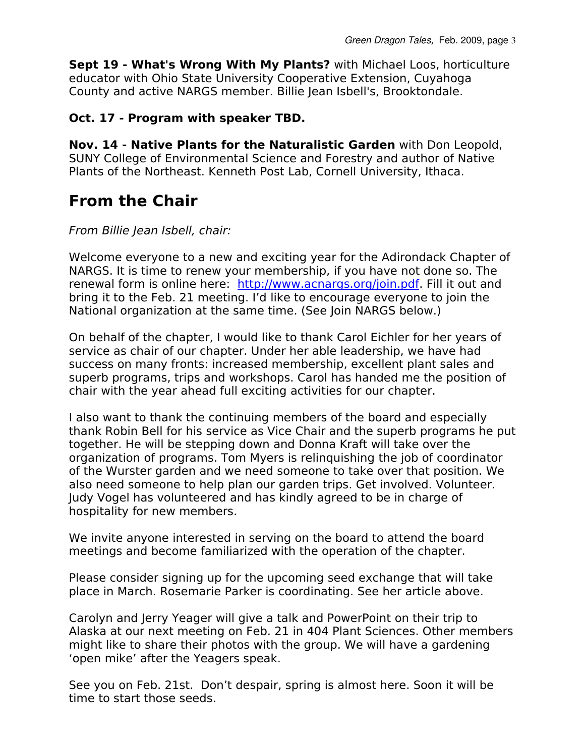**Sept 19 - What's Wrong With My Plants?** with Michael Loos, horticulture educator with Ohio State University Cooperative Extension, Cuyahoga County and active NARGS member. Billie Jean Isbell's, Brooktondale.

**Oct. 17 - Program with speaker TBD.**

**Nov. 14 - Native Plants for the Naturalistic Garden** with Don Leopold, SUNY College of Environmental Science and Forestry and author of Native Plants of the Northeast. Kenneth Post Lab, Cornell University, Ithaca.

## From the Chair

*From Billie Jean Isbell, chair:*

Welcome everyone to a new and exciting year for the Adirondack Chapter of NARGS. It is time to renew your membership, if you have not done so. The renewal form is online here: [http://www.acnargs.org/join.pdf](http://www.acnargs.org/join.pdf). Fill it out and bring it to the Feb. 21 meeting. I'd like to encourage everyone to join the National organization at the same time. (See Join NARGS below.)

On behalf of the chapter, I would like to thank Carol Eichler for her years of service as chair of our chapter. Under her able leadership, we have had success on many fronts: increased membership, excellent plant sales and superb programs, trips and workshops. Carol has handed me the position of chair with the year ahead full exciting activities for our chapter.

I also want to thank the continuing members of the board and especially thank Robin Bell for his service as Vice Chair and the superb programs he put together. He will be stepping down and Donna Kraft will take over the organization of programs. Tom Myers is relinquishing the job of coordinator of the Wurster garden and we need someone to take over that position. We also need someone to help plan our garden trips. Get involved. Volunteer. Judy Vogel has volunteered and has kindly agreed to be in charge of hospitality for new members.

We invite anyone interested in serving on the board to attend the board meetings and become familiarized with the operation of the chapter.

Please consider signing up for the upcoming seed exchange that will take place in March. Rosemarie Parker is coordinating. See her article above.

Carolyn and Jerry Yeager will give a talk and PowerPoint on their trip to Alaska at our next meeting on Feb. 21 in 404 Plant Sciences. Other members might like to share their photos with the group. We will have a gardening 'open mike' after the Yeagers speak.

See you on Feb. 21st. Don't despair, spring is almost here. Soon it will be time to start those seeds.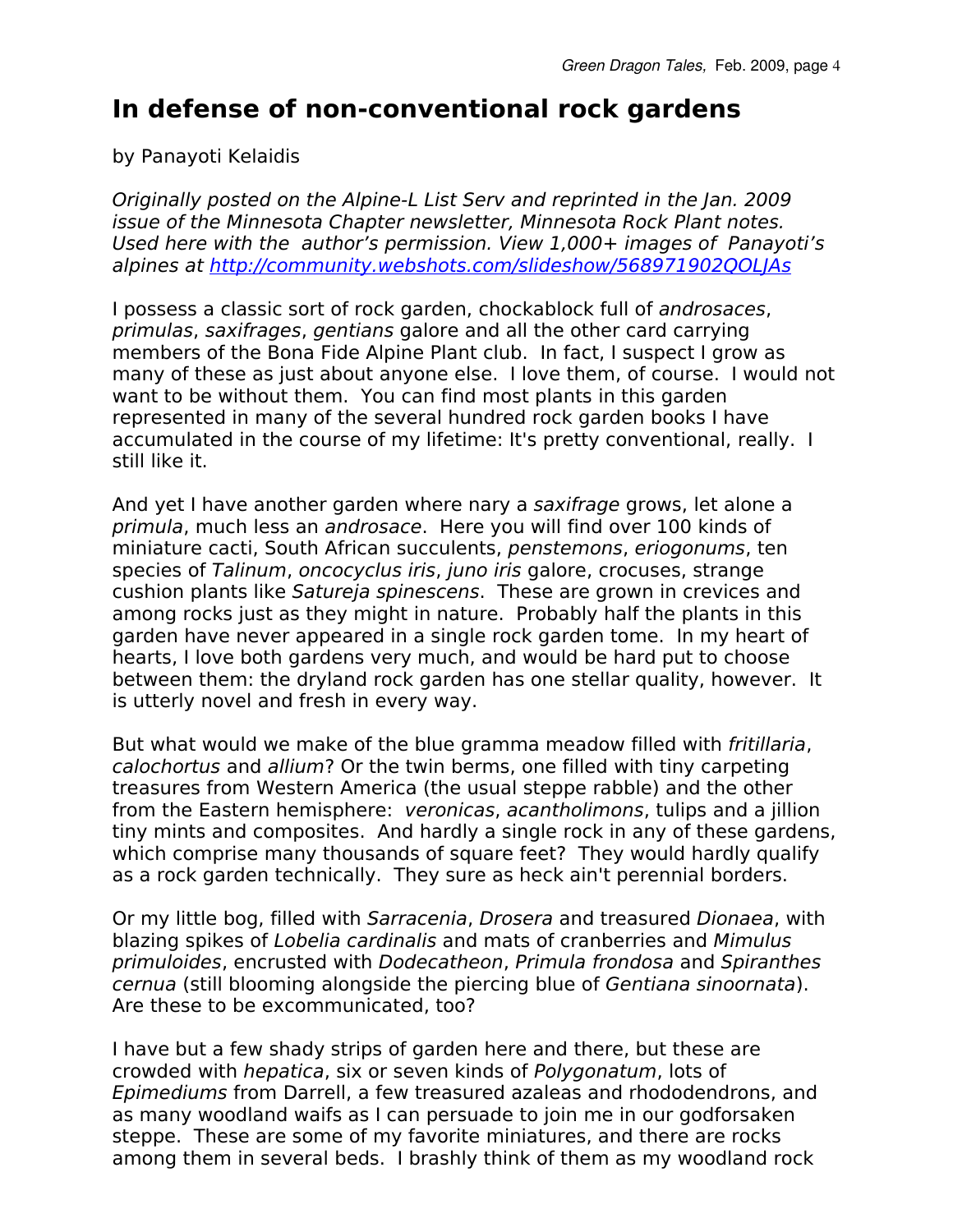# In defense of non-conventional rock gardens

by Panayoti Kelaidis

*Originally posted on the Alpine-L List Serv and reprinted in the Jan. 2009 issue of the Minnesota Chapter newsletter, Minnesota Rock Plant notes. Used here with the author's permission. View 1,000+ images of Panayoti's alpines at [http://community.webshots.com/slideshow/568971902QOLJAs](http://community.webshots.com/slideshow/568971902QOLJAs)*

I possess a classic sort of rock garden, chockablock full of *androsaces*, *primulas*, *saxifrages*, *gentians* galore and all the other card carrying members of the Bona Fide Alpine Plant club. In fact, I suspect I grow as many of these as just about anyone else. I love them, of course. I would not want to be without them. You can find most plants in this garden represented in many of the several hundred rock garden books I have accumulated in the course of my lifetime: It's pretty conventional, really. I still like it.

And yet I have another garden where nary a *saxifrage* grows, let alone a *primula*, much less an *androsace*. Here you will find over 100 kinds of miniature cacti, South African succulents, *penstemons*, *eriogonums*, ten species of *Talinum*, *oncocyclus iris*, *juno iris* galore, crocuses, strange cushion plants like *Satureja spinescens*. These are grown in crevices and among rocks just as they might in nature. Probably half the plants in this garden have never appeared in a single rock garden tome. In my heart of hearts, I love both gardens very much, and would be hard put to choose between them: the dryland rock garden has one stellar quality, however. It is utterly novel and fresh in every way.

But what would we make of the blue gramma meadow filled with *fritillaria*, *calochortus* and *allium*? Or the twin berms, one filled with tiny carpeting treasures from Western America (the usual steppe rabble) and the other from the Eastern hemisphere: *veronicas*, *acantholimons*, tulips and a jillion tiny mints and composites. And hardly a single rock in any of these gardens, which comprise many thousands of square feet? They would hardly qualify as a rock garden technically. They sure as heck ain't perennial borders.

Or my little bog, filled with *Sarracenia*, *Drosera* and treasured *Dionaea*, with blazing spikes of *Lobelia cardinalis* and mats of cranberries and *Mimulus primuloides*, encrusted with *Dodecatheon*, *Primula frondosa* and *Spiranthes cernua* (still blooming alongside the piercing blue of *Gentiana sinoornata*). Are these to be excommunicated, too?

I have but a few shady strips of garden here and there, but these are crowded with *hepatica*, six or seven kinds of *Polygonatum*, lots of *Epimediums* from Darrell, a few treasured azaleas and rhododendrons, and as many woodland waifs as I can persuade to join me in our godforsaken steppe. These are some of my favorite miniatures, and there are rocks among them in several beds. I brashly think of them as my woodland rock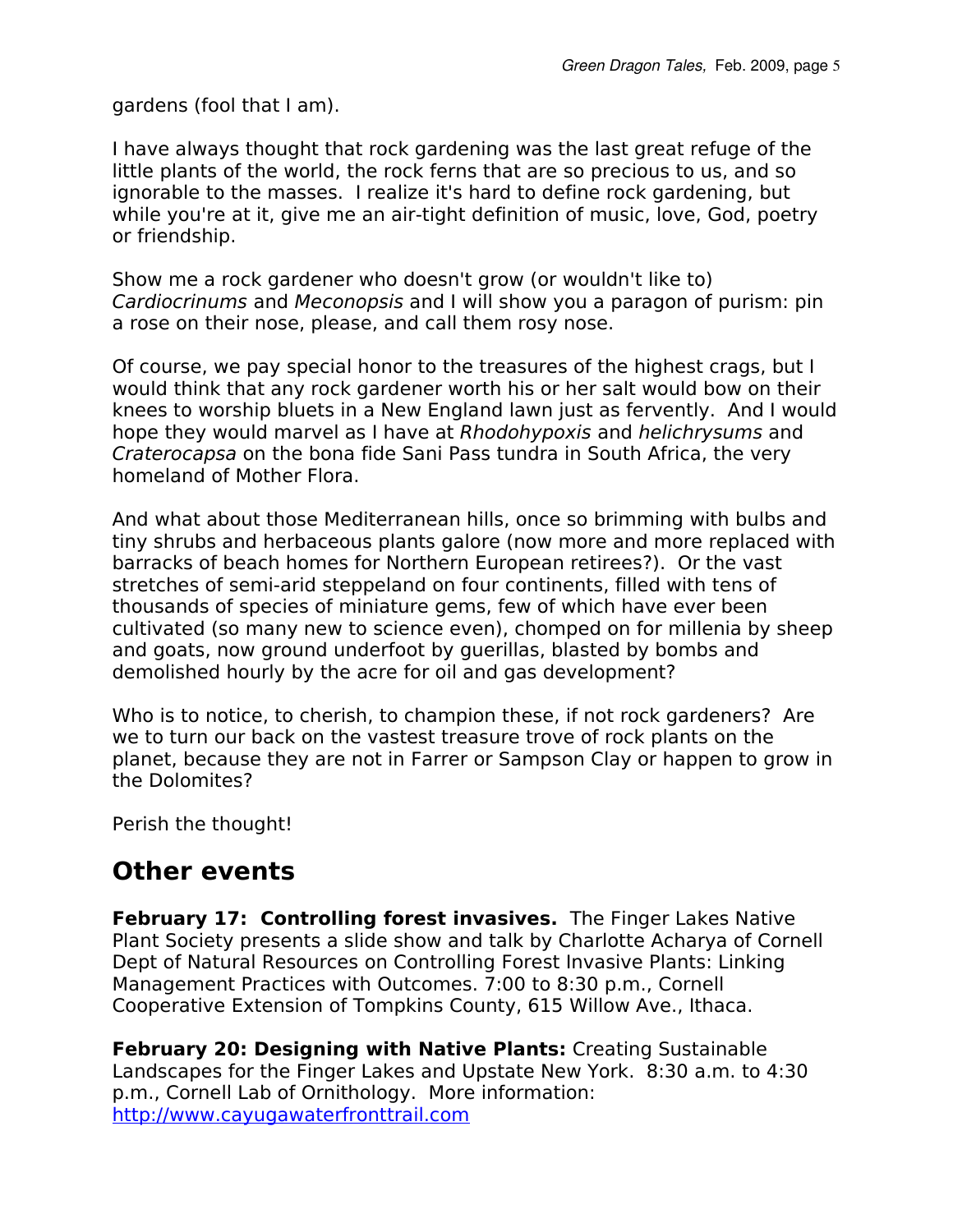gardens (fool that I am).

I have always thought that rock gardening was the last great refuge of the little plants of the world, the rock ferns that are so precious to us, and so ignorable to the masses. I realize it's hard to define rock gardening, but while you're at it, give me an air-tight definition of music, love, God, poetry or friendship.

Show me a rock gardener who doesn't grow (or wouldn't like to) *Cardiocrinums* and *Meconopsis* and I will show you a paragon of purism: pin a rose on their nose, please, and call them rosy nose.

Of course, we pay special honor to the treasures of the highest crags, but I would think that any rock gardener worth his or her salt would bow on their knees to worship bluets in a New England lawn just as fervently. And I would hope they would marvel as I have at *Rhodohypoxis* and *helichrysums* and *Craterocapsa* on the bona fide Sani Pass tundra in South Africa, the very homeland of Mother Flora.

And what about those Mediterranean hills, once so brimming with bulbs and tiny shrubs and herbaceous plants galore (now more and more replaced with barracks of beach homes for Northern European retirees?). Or the vast stretches of semi-arid steppeland on four continents, filled with tens of thousands of species of miniature gems, few of which have ever been cultivated (so many new to science even), chomped on for millenia by sheep and goats, now ground underfoot by guerillas, blasted by bombs and demolished hourly by the acre for oil and gas development?

Who is to notice, to cherish, to champion these, if not rock gardeners? Are we to turn our back on the vastest treasure trove of rock plants on the planet, because they are not in Farrer or Sampson Clay or happen to grow in the Dolomites?

Perish the thought!

## Other events

**February 17: Controlling forest invasives.** The Finger Lakes Native Plant Society presents a slide show and talk by Charlotte Acharya of Cornell Dept of Natural Resources on Controlling Forest Invasive Plants: Linking Management Practices with Outcomes. 7:00 to 8:30 p.m., Cornell Cooperative Extension of Tompkins County, 615 Willow Ave., Ithaca.

**February 20: Designing with Native Plants:** Creating Sustainable Landscapes for the Finger Lakes and Upstate New York. 8:30 a.m. to 4:30 p.m., Cornell Lab of Ornithology. More information: [http://www.cayugawaterfronttrail.com](http://www.cayugawaterfronttrail.com)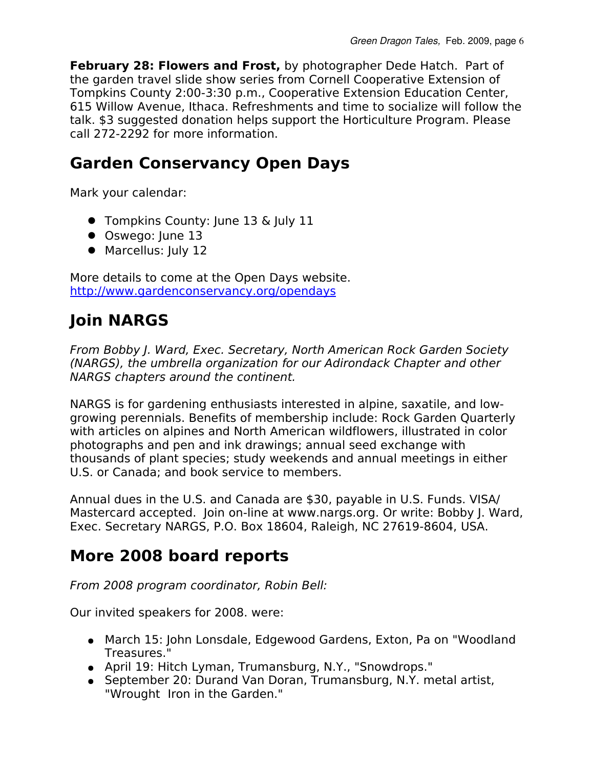**February 28: Flowers and Frost,** by photographer Dede Hatch. Part of the garden travel slide show series from Cornell Cooperative Extension of Tompkins County 2:00-3:30 p.m., Cooperative Extension Education Center, 615 Willow Avenue, Ithaca. Refreshments and time to socialize will follow the talk. $3 suggested donation helps support the Horticulture Program. Please call 272-2292 for more information.

## Garden Conservancy Open Days

Mark your calendar:

- Tompkins County: June 13 & July 11
- Oswego: June 13
- Marcellus: July 12

More details to come at the Open Days website.
http://www.gardenconservancy.org/opendays

## Join NARGS

*From Bobby J. Ward, Exec. Secretary, North American Rock Garden Society (NARGS), the umbrella organization for our Adirondack Chapter and other NARGS chapters around the continent.*

NARGS is for gardening enthusiasts interested in alpine, saxatile, and low-growing perennials. Benefits of membership include: Rock Garden Quarterly with articles on alpines and North American wildflowers, illustrated in color photographs and pen and ink drawings; annual seed exchange with thousands of plant species; study weekends and annual meetings in either U.S. or Canada; and book service to members.

Annual dues in the U.S. and Canada are $30, payable in U.S. Funds. VISA/ Mastercard accepted. Join on-line at www.nargs.org. Or write: Bobby J. Ward, Exec. Secretary NARGS, P.O. Box 18604, Raleigh, NC 27619-8604, USA.

## More 2008 board reports

*From 2008 program coordinator, Robin Bell:*

Our invited speakers for 2008. were:

- March 15: John Lonsdale, Edgewood Gardens, Exton, Pa on "Woodland Treasures."
- April 19: Hitch Lyman, Trumansburg, N.Y., "Snowdrops."
- September 20: Durand Van Doran, Trumansburg, N.Y. metal artist, "Wrought Iron in the Garden."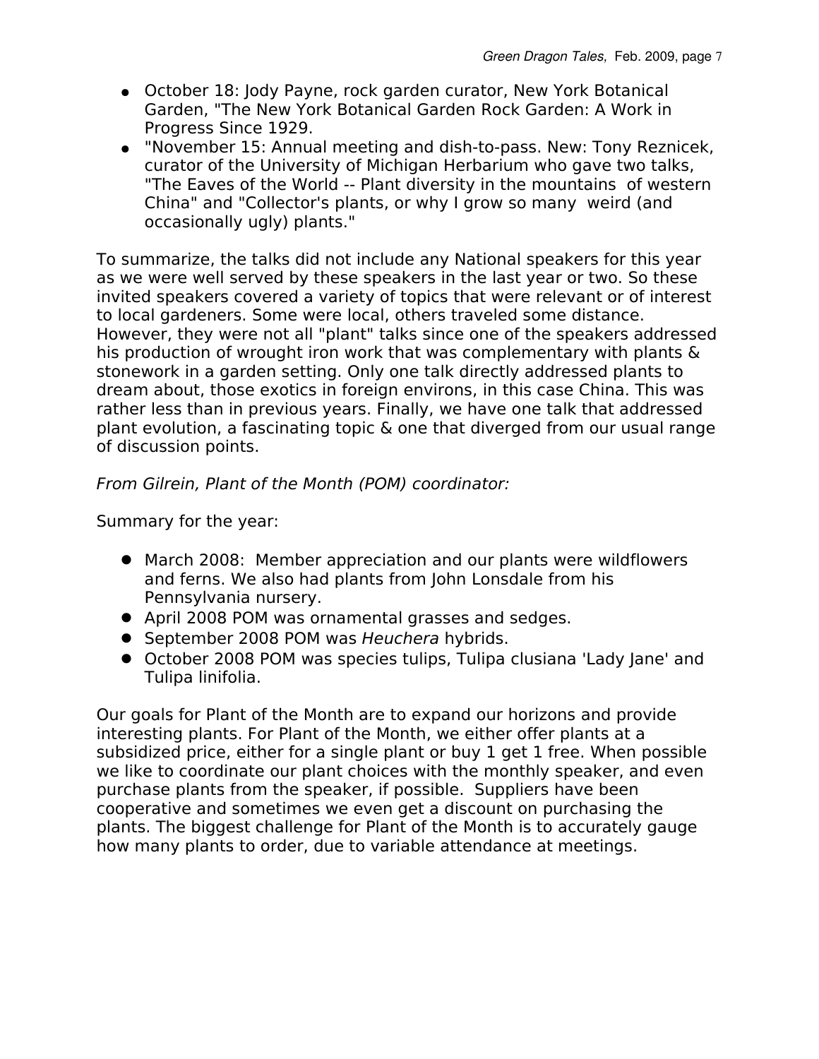- October 18: Jody Payne, rock garden curator, New York Botanical Garden, "The New York Botanical Garden Rock Garden: A Work in Progress Since 1929.
- "November 15: Annual meeting and dish-to-pass. New: Tony Reznicek, curator of the University of Michigan Herbarium who gave two talks, "The Eaves of the World -- Plant diversity in the mountains of western China" and "Collector's plants, or why I grow so many weird (and occasionally ugly) plants."

To summarize, the talks did not include any National speakers for this year as we were well served by these speakers in the last year or two. So these invited speakers covered a variety of topics that were relevant or of interest to local gardeners. Some were local, others traveled some distance. However, they were not all "plant" talks since one of the speakers addressed his production of wrought iron work that was complementary with plants & stonework in a garden setting. Only one talk directly addressed plants to dream about, those exotics in foreign environs, in this case China. This was rather less than in previous years. Finally, we have one talk that addressed plant evolution, a fascinating topic & one that diverged from our usual range of discussion points.

*From Gilrein, Plant of the Month (POM) coordinator:*

Summary for the year:

- March 2008: Member appreciation and our plants were wildflowers and ferns. We also had plants from John Lonsdale from his Pennsylvania nursery.
- April 2008 POM was ornamental grasses and sedges.
- September 2008 POM was *Heuchera* hybrids.
- October 2008 POM was species tulips, Tulipa clusiana 'Lady Jane' and Tulipa linifolia.

Our goals for Plant of the Month are to expand our horizons and provide interesting plants. For Plant of the Month, we either offer plants at a subsidized price, either for a single plant or buy 1 get 1 free. When possible we like to coordinate our plant choices with the monthly speaker, and even purchase plants from the speaker, if possible. Suppliers have been cooperative and sometimes we even get a discount on purchasing the plants. The biggest challenge for Plant of the Month is to accurately gauge how many plants to order, due to variable attendance at meetings.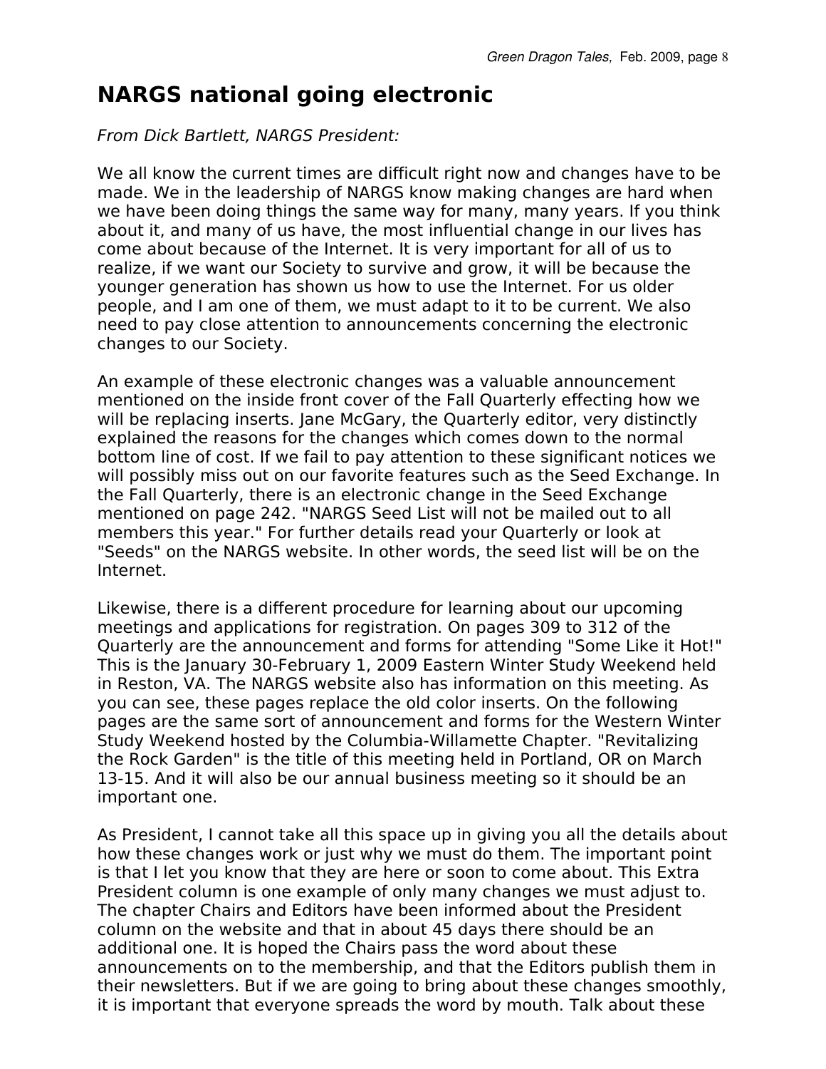# NARGS national going electronic

*From Dick Bartlett, NARGS President:*

We all know the current times are difficult right now and changes have to be made. We in the leadership of NARGS know making changes are hard when we have been doing things the same way for many, many years. If you think about it, and many of us have, the most influential change in our lives has come about because of the Internet. It is very important for all of us to realize, if we want our Society to survive and grow, it will be because the younger generation has shown us how to use the Internet. For us older people, and I am one of them, we must adapt to it to be current. We also need to pay close attention to announcements concerning the electronic changes to our Society.

An example of these electronic changes was a valuable announcement mentioned on the inside front cover of the Fall Quarterly effecting how we will be replacing inserts. Jane McGary, the Quarterly editor, very distinctly explained the reasons for the changes which comes down to the normal bottom line of cost. If we fail to pay attention to these significant notices we will possibly miss out on our favorite features such as the Seed Exchange. In the Fall Quarterly, there is an electronic change in the Seed Exchange mentioned on page 242. "NARGS Seed List will not be mailed out to all members this year." For further details read your Quarterly or look at "Seeds" on the NARGS website. In other words, the seed list will be on the Internet.

Likewise, there is a different procedure for learning about our upcoming meetings and applications for registration. On pages 309 to 312 of the Quarterly are the announcement and forms for attending "Some Like it Hot!" This is the January 30-February 1, 2009 Eastern Winter Study Weekend held in Reston, VA. The NARGS website also has information on this meeting. As you can see, these pages replace the old color inserts. On the following pages are the same sort of announcement and forms for the Western Winter Study Weekend hosted by the Columbia-Willamette Chapter. "Revitalizing the Rock Garden" is the title of this meeting held in Portland, OR on March 13-15. And it will also be our annual business meeting so it should be an important one.

As President, I cannot take all this space up in giving you all the details about how these changes work or just why we must do them. The important point is that I let you know that they are here or soon to come about. This Extra President column is one example of only many changes we must adjust to. The chapter Chairs and Editors have been informed about the President column on the website and that in about 45 days there should be an additional one. It is hoped the Chairs pass the word about these announcements on to the membership, and that the Editors publish them in their newsletters. But if we are going to bring about these changes smoothly, it is important that everyone spreads the word by mouth. Talk about these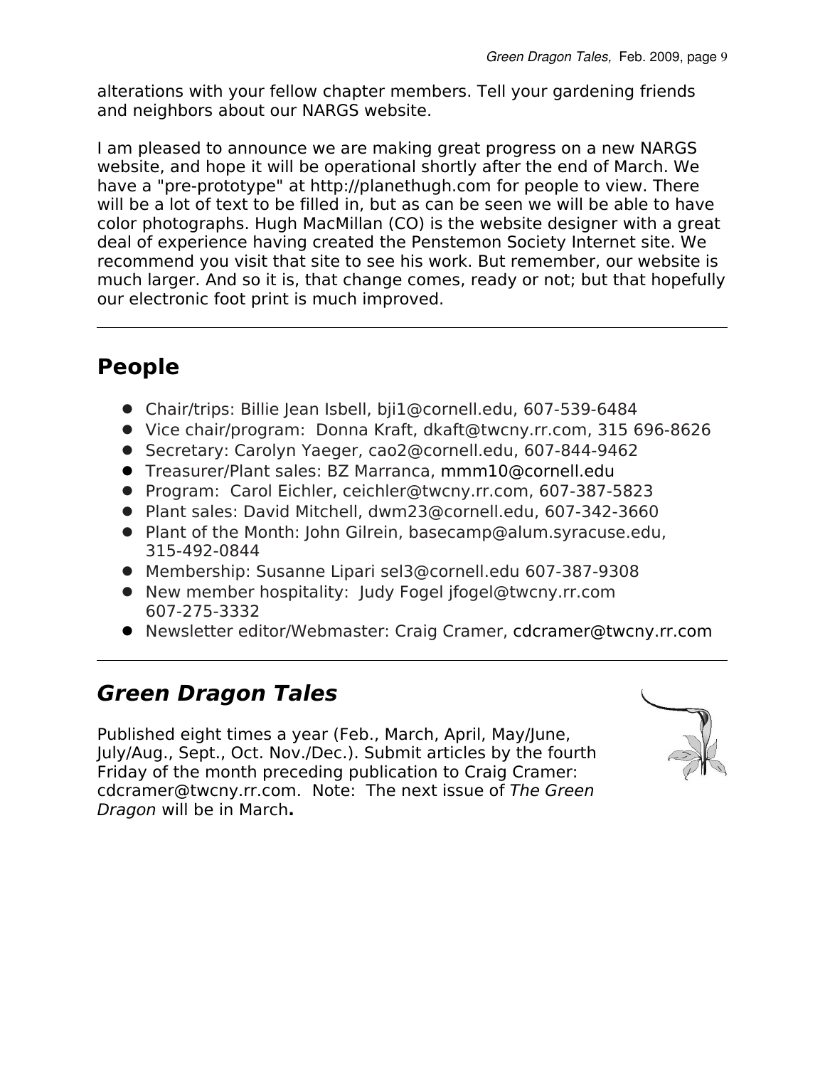alterations with your fellow chapter members. Tell your gardening friends and neighbors about our NARGS website.

I am pleased to announce we are making great progress on a new NARGS website, and hope it will be operational shortly after the end of March. We have a "pre-prototype" at http://planethugh.com for people to view. There will be a lot of text to be filled in, but as can be seen we will be able to have color photographs. Hugh MacMillan (CO) is the website designer with a great deal of experience having created the Penstemon Society Internet site. We recommend you visit that site to see his work. But remember, our website is much larger. And so it is, that change comes, ready or not; but that hopefully our electronic foot print is much improved.

---

## People

- Chair/trips: Billie Jean Isbell, bji1@cornell.edu, 607-539-6484
- Vice chair/program: Donna Kraft, dkaft@twcny.rr.com, 315 696-8626
- Secretary: Carolyn Yaeger, cao2@cornell.edu, 607-844-9462
- Treasurer/Plant sales: BZ Marranca, mmm10@cornell.edu
- Program: Carol Eichler, ceichler@twcny.rr.com, 607-387-5823
- Plant sales: David Mitchell, dwm23@cornell.edu, 607-342-3660
- Plant of the Month: John Gilrein, basecamp@alum.syracuse.edu, 315-492-0844
- Membership: Susanne Lipari sel3@cornell.edu 607-387-9308
- New member hospitality: Judy Fogel jfogel@twcny.rr.com 607-275-3332
- Newsletter editor/Webmaster: Craig Cramer, cdcramer@twcny.rr.com

---

## *Green Dragon Tales*

Published eight times a year (Feb., March, April, May/June, July/Aug., Sept., Oct. Nov./Dec.). Submit articles by the fourth Friday of the month preceding publication to Craig Cramer: cdcramer@twcny.rr.com. Note: The next issue of *The Green Dragon* will be in March**.**